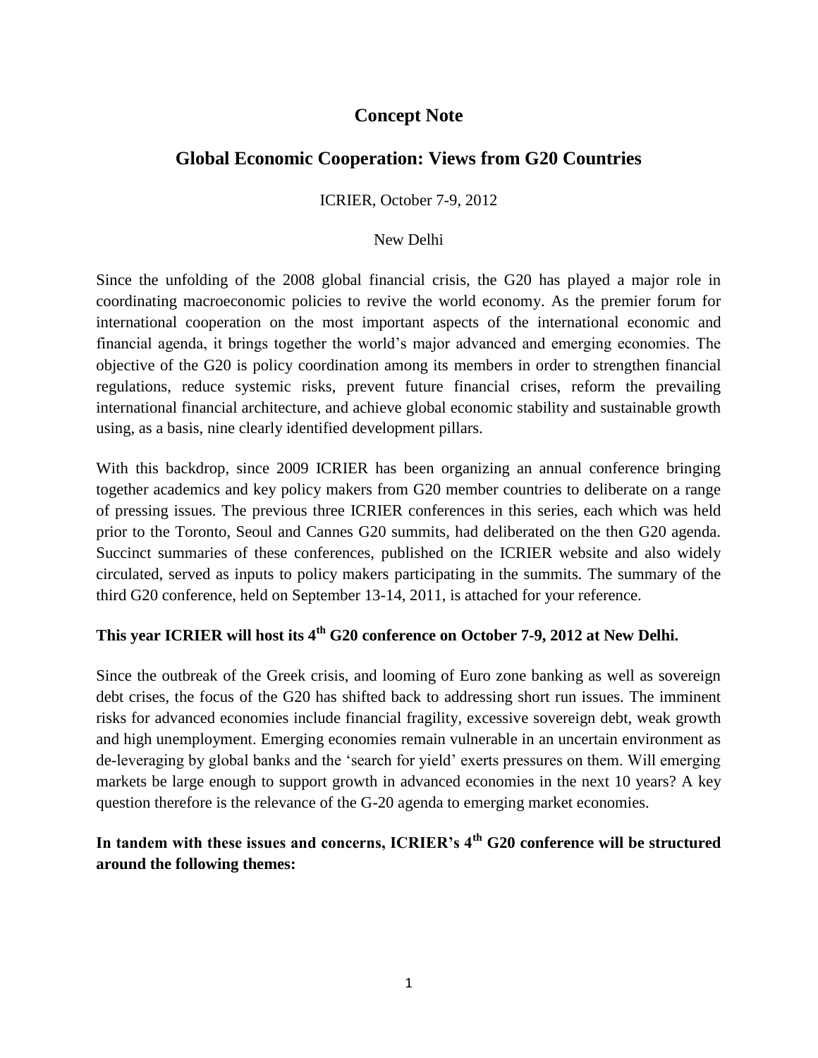# Concept Note

## Global Economic Cooperation: Views from G20 Countries

ICRIER, October 7-9, 2012

New Delhi

Since the unfolding of the 2008 global financial crisis, the G20 has played a major role in coordinating macroeconomic policies to revive the world economy. As the premier forum for international cooperation on the most important aspects of the international economic and financial agenda, it brings together the world's major advanced and emerging economies. The objective of the G20 is policy coordination among its members in order to strengthen financial regulations, reduce systemic risks, prevent future financial crises, reform the prevailing international financial architecture, and achieve global economic stability and sustainable growth using, as a basis, nine clearly identified development pillars.

With this backdrop, since 2009 ICRIER has been organizing an annual conference bringing together academics and key policy makers from G20 member countries to deliberate on a range of pressing issues. The previous three ICRIER conferences in this series, each which was held prior to the Toronto, Seoul and Cannes G20 summits, had deliberated on the then G20 agenda. Succinct summaries of these conferences, published on the ICRIER website and also widely circulated, served as inputs to policy makers participating in the summits. The summary of the third G20 conference, held on September 13-14, 2011, is attached for your reference.

**This year ICRIER will host its 4th G20 conference on October 7-9, 2012 at New Delhi.**

Since the outbreak of the Greek crisis, and looming of Euro zone banking as well as sovereign debt crises, the focus of the G20 has shifted back to addressing short run issues. The imminent risks for advanced economies include financial fragility, excessive sovereign debt, weak growth and high unemployment. Emerging economies remain vulnerable in an uncertain environment as de-leveraging by global banks and the 'search for yield' exerts pressures on them. Will emerging markets be large enough to support growth in advanced economies in the next 10 years? A key question therefore is the relevance of the G-20 agenda to emerging market economies.

**In tandem with these issues and concerns, ICRIER's 4th G20 conference will be structured around the following themes:**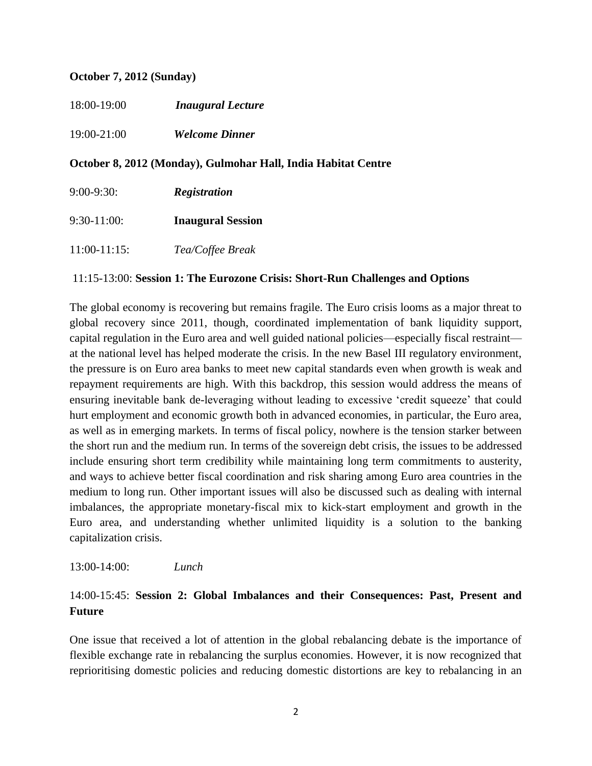**October 7, 2012 (Sunday)**

18:00-19:00 ***Inaugural Lecture***

19:00-21:00 ***Welcome Dinner***

**October 8, 2012 (Monday), Gulmohar Hall, India Habitat Centre**

9:00-9:30: ***Registration***

9:30-11:00: **Inaugural Session**

11:00-11:15: *Tea/Coffee Break*

11:15-13:00: **Session 1: The Eurozone Crisis: Short-Run Challenges and Options**

The global economy is recovering but remains fragile. The Euro crisis looms as a major threat to global recovery since 2011, though, coordinated implementation of bank liquidity support, capital regulation in the Euro area and well guided national policies—especially fiscal restraint—at the national level has helped moderate the crisis. In the new Basel III regulatory environment, the pressure is on Euro area banks to meet new capital standards even when growth is weak and repayment requirements are high. With this backdrop, this session would address the means of ensuring inevitable bank de-leveraging without leading to excessive 'credit squeeze' that could hurt employment and economic growth both in advanced economies, in particular, the Euro area, as well as in emerging markets. In terms of fiscal policy, nowhere is the tension starker between the short run and the medium run. In terms of the sovereign debt crisis, the issues to be addressed include ensuring short term credibility while maintaining long term commitments to austerity, and ways to achieve better fiscal coordination and risk sharing among Euro area countries in the medium to long run. Other important issues will also be discussed such as dealing with internal imbalances, the appropriate monetary-fiscal mix to kick-start employment and growth in the Euro area, and understanding whether unlimited liquidity is a solution to the banking capitalization crisis.

13:00-14:00: *Lunch*

14:00-15:45: **Session 2: Global Imbalances and their Consequences: Past, Present and Future**

One issue that received a lot of attention in the global rebalancing debate is the importance of flexible exchange rate in rebalancing the surplus economies. However, it is now recognized that reprioritising domestic policies and reducing domestic distortions are key to rebalancing in an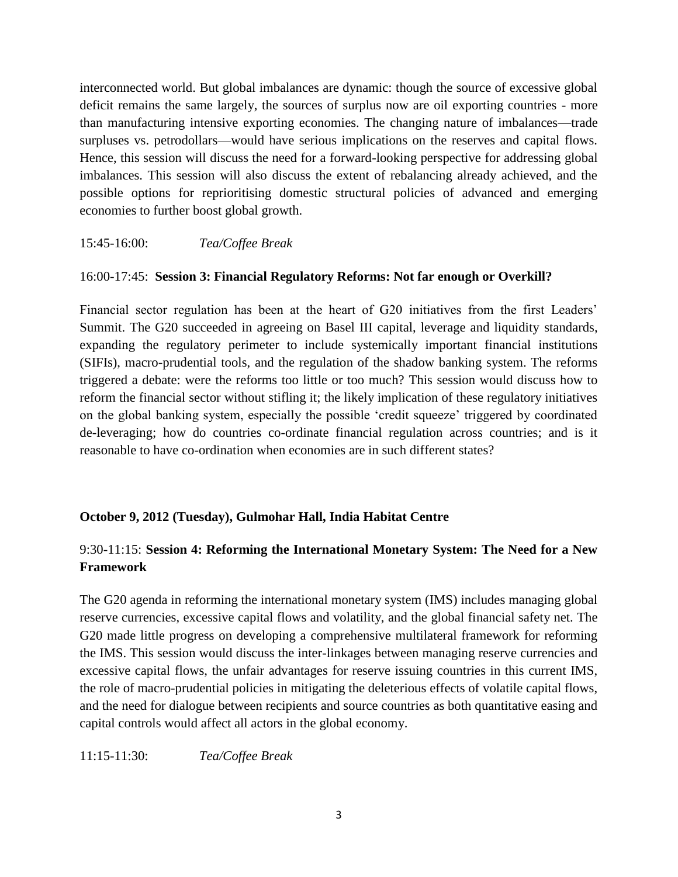interconnected world. But global imbalances are dynamic: though the source of excessive global deficit remains the same largely, the sources of surplus now are oil exporting countries - more than manufacturing intensive exporting economies. The changing nature of imbalances—trade surpluses vs. petrodollars—would have serious implications on the reserves and capital flows. Hence, this session will discuss the need for a forward-looking perspective for addressing global imbalances. This session will also discuss the extent of rebalancing already achieved, and the possible options for reprioritising domestic structural policies of advanced and emerging economies to further boost global growth.

15:45-16:00: *Tea/Coffee Break*

16:00-17:45: **Session 3: Financial Regulatory Reforms: Not far enough or Overkill?**

Financial sector regulation has been at the heart of G20 initiatives from the first Leaders' Summit. The G20 succeeded in agreeing on Basel III capital, leverage and liquidity standards, expanding the regulatory perimeter to include systemically important financial institutions (SIFIs), macro-prudential tools, and the regulation of the shadow banking system. The reforms triggered a debate: were the reforms too little or too much? This session would discuss how to reform the financial sector without stifling it; the likely implication of these regulatory initiatives on the global banking system, especially the possible 'credit squeeze' triggered by coordinated de-leveraging; how do countries co-ordinate financial regulation across countries; and is it reasonable to have co-ordination when economies are in such different states?

**October 9, 2012 (Tuesday), Gulmohar Hall, India Habitat Centre**

9:30-11:15: **Session 4: Reforming the International Monetary System: The Need for a New Framework**

The G20 agenda in reforming the international monetary system (IMS) includes managing global reserve currencies, excessive capital flows and volatility, and the global financial safety net. The G20 made little progress on developing a comprehensive multilateral framework for reforming the IMS. This session would discuss the inter-linkages between managing reserve currencies and excessive capital flows, the unfair advantages for reserve issuing countries in this current IMS, the role of macro-prudential policies in mitigating the deleterious effects of volatile capital flows, and the need for dialogue between recipients and source countries as both quantitative easing and capital controls would affect all actors in the global economy.

11:15-11:30: *Tea/Coffee Break*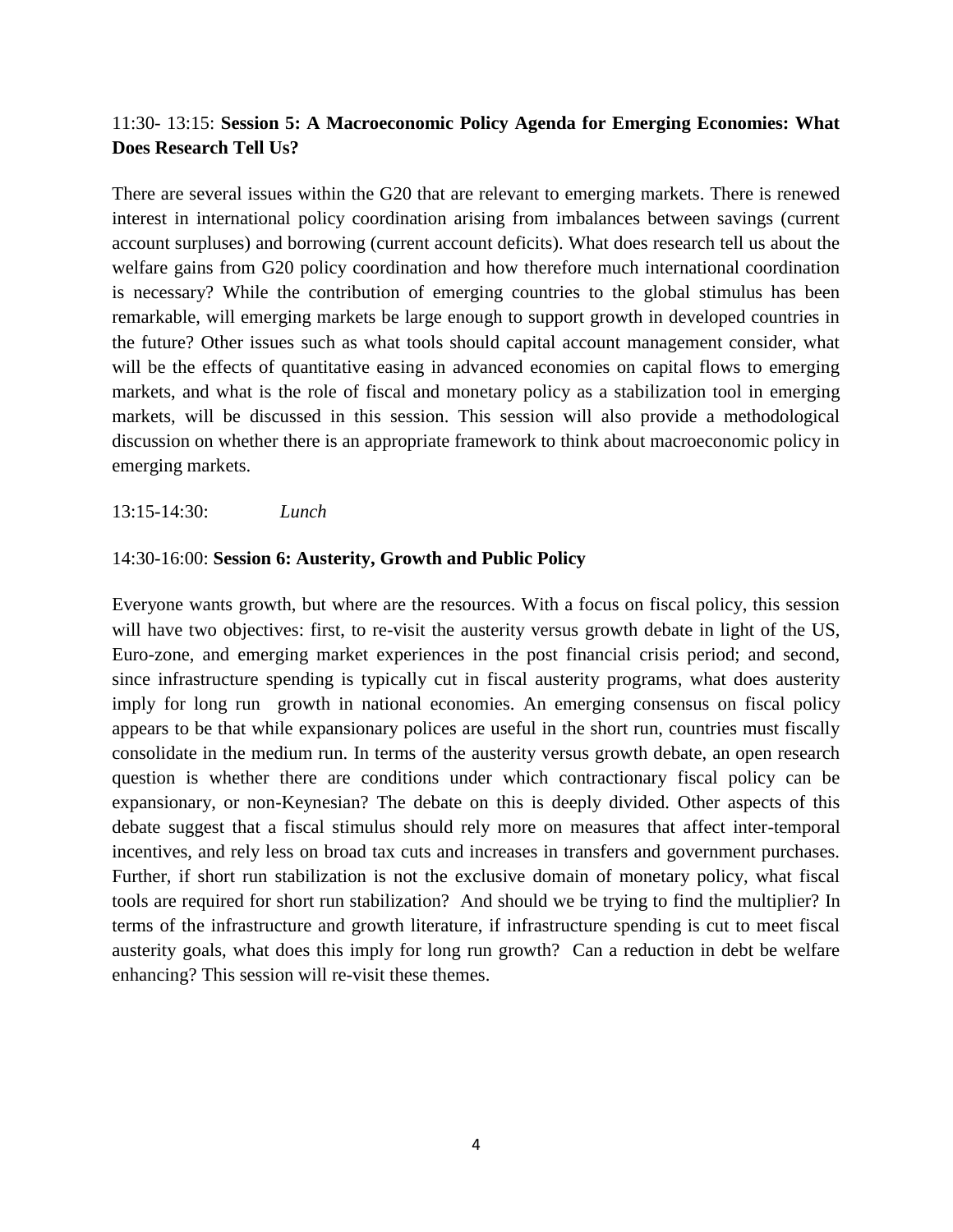11:30- 13:15: **Session 5: A Macroeconomic Policy Agenda for Emerging Economies: What Does Research Tell Us?**

There are several issues within the G20 that are relevant to emerging markets. There is renewed interest in international policy coordination arising from imbalances between savings (current account surpluses) and borrowing (current account deficits). What does research tell us about the welfare gains from G20 policy coordination and how therefore much international coordination is necessary? While the contribution of emerging countries to the global stimulus has been remarkable, will emerging markets be large enough to support growth in developed countries in the future? Other issues such as what tools should capital account management consider, what will be the effects of quantitative easing in advanced economies on capital flows to emerging markets, and what is the role of fiscal and monetary policy as a stabilization tool in emerging markets, will be discussed in this session. This session will also provide a methodological discussion on whether there is an appropriate framework to think about macroeconomic policy in emerging markets.

13:15-14:30: *Lunch*

14:30-16:00: **Session 6: Austerity, Growth and Public Policy**

Everyone wants growth, but where are the resources. With a focus on fiscal policy, this session will have two objectives: first, to re-visit the austerity versus growth debate in light of the US, Euro-zone, and emerging market experiences in the post financial crisis period; and second, since infrastructure spending is typically cut in fiscal austerity programs, what does austerity imply for long run growth in national economies. An emerging consensus on fiscal policy appears to be that while expansionary polices are useful in the short run, countries must fiscally consolidate in the medium run. In terms of the austerity versus growth debate, an open research question is whether there are conditions under which contractionary fiscal policy can be expansionary, or non-Keynesian? The debate on this is deeply divided. Other aspects of this debate suggest that a fiscal stimulus should rely more on measures that affect inter-temporal incentives, and rely less on broad tax cuts and increases in transfers and government purchases. Further, if short run stabilization is not the exclusive domain of monetary policy, what fiscal tools are required for short run stabilization? And should we be trying to find the multiplier? In terms of the infrastructure and growth literature, if infrastructure spending is cut to meet fiscal austerity goals, what does this imply for long run growth? Can a reduction in debt be welfare enhancing? This session will re-visit these themes.